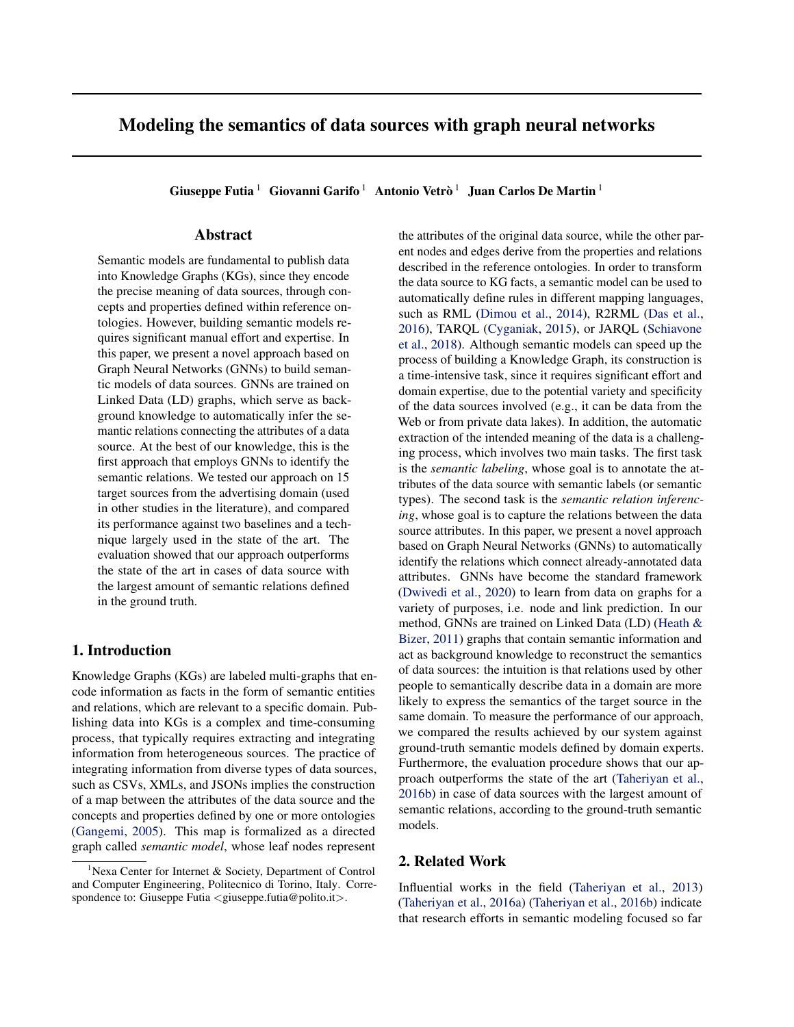# Modeling the semantics of data sources with graph neural networks

**Giuseppe Futia** [1] **Giovanni Garifo** [1] **Antonio Vetrò** [1] **Juan Carlos De Martin** [1]

## Abstract

Semantic models are fundamental to publish data into Knowledge Graphs (KGs), since they encode the precise meaning of data sources, through concepts and properties defined within reference ontologies. However, building semantic models requires significant manual effort and expertise. In this paper, we present a novel approach based on Graph Neural Networks (GNNs) to build semantic models of data sources. GNNs are trained on Linked Data (LD) graphs, which serve as background knowledge to automatically infer the semantic relations connecting the attributes of a data source. At the best of our knowledge, this is the first approach that employs GNNs to identify the semantic relations. We tested our approach on 15 target sources from the advertising domain (used in other studies in the literature), and compared its performance against two baselines and a technique largely used in the state of the art. The evaluation showed that our approach outperforms the state of the art in cases of data source with the largest amount of semantic relations defined in the ground truth.

## 1. Introduction

Knowledge Graphs (KGs) are labeled multi-graphs that encode information as facts in the form of semantic entities and relations, which are relevant to a specific domain. Publishing data into KGs is a complex and time-consuming process, that typically requires extracting and integrating information from heterogeneous sources. The practice of integrating information from diverse types of data sources, such as CSVs, XMLs, and JSONs implies the construction of a map between the attributes of the data source and the concepts and properties defined by one or more ontologies (Gangemi, 2005). This map is formalized as a directed graph called *semantic model*, whose leaf nodes represent the attributes of the original data source, while the other parent nodes and edges derive from the properties and relations described in the reference ontologies. In order to transform the data source to KG facts, a semantic model can be used to automatically define rules in different mapping languages, such as RML (Dimou et al., 2014), R2RML (Das et al., 2016), TARQL (Cyganiak, 2015), or JARQL (Schiavone et al., 2018). Although semantic models can speed up the process of building a Knowledge Graph, its construction is a time-intensive task, since it requires significant effort and domain expertise, due to the potential variety and specificity of the data sources involved (e.g., it can be data from the Web or from private data lakes). In addition, the automatic extraction of the intended meaning of the data is a challenging process, which involves two main tasks. The first task is the *semantic labeling*, whose goal is to annotate the attributes of the data source with semantic labels (or semantic types). The second task is the *semantic relation inferencing*, whose goal is to capture the relations between the data source attributes. In this paper, we present a novel approach based on Graph Neural Networks (GNNs) to automatically identify the relations which connect already-annotated data attributes. GNNs have become the standard framework (Dwivedi et al., 2020) to learn from data on graphs for a variety of purposes, i.e. node and link prediction. In our method, GNNs are trained on Linked Data (LD) (Heath & Bizer, 2011) graphs that contain semantic information and act as background knowledge to reconstruct the semantics of data sources: the intuition is that relations used by other people to semantically describe data in a domain are more likely to express the semantics of the target source in the same domain. To measure the performance of our approach, we compared the results achieved by our system against ground-truth semantic models defined by domain experts. Furthermore, the evaluation procedure shows that our approach outperforms the state of the art (Taheriyan et al., 2016b) in case of data sources with the largest amount of semantic relations, according to the ground-truth semantic models.

## 2. Related Work

Influential works in the field (Taheriyan et al., 2013) (Taheriyan et al., 2016a) (Taheriyan et al., 2016b) indicate that research efforts in semantic modeling focused so far

---

[1] Nexa Center for Internet & Society, Department of Control and Computer Engineering, Politecnico di Torino, Italy. Correspondence to: Giuseppe Futia <giuseppe.futia@polito.it>.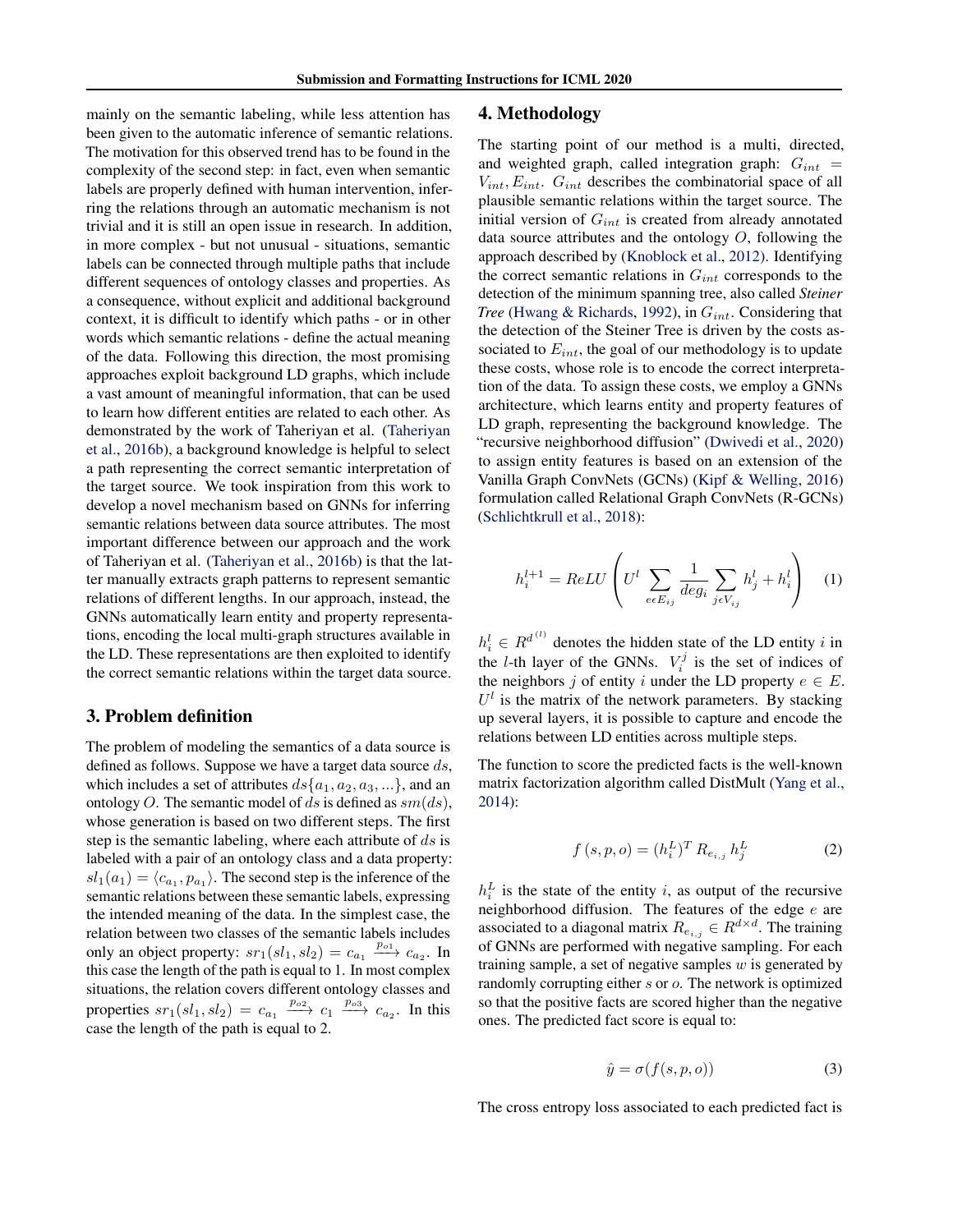mainly on the semantic labeling, while less attention has been given to the automatic inference of semantic relations. The motivation for this observed trend has to be found in the complexity of the second step: in fact, even when semantic labels are properly defined with human intervention, inferring the relations through an automatic mechanism is not trivial and it is still an open issue in research. In addition, in more complex - but not unusual - situations, semantic labels can be connected through multiple paths that include different sequences of ontology classes and properties. As a consequence, without explicit and additional background context, it is difficult to identify which paths - or in other words which semantic relations - define the actual meaning of the data. Following this direction, the most promising approaches exploit background LD graphs, which include a vast amount of meaningful information, that can be used to learn how different entities are related to each other. As demonstrated by the work of Taheriyan et al. (Taheriyan et al., 2016b), a background knowledge is helpful to select a path representing the correct semantic interpretation of the target source. We took inspiration from this work to develop a novel mechanism based on GNNs for inferring semantic relations between data source attributes. The most important difference between our approach and the work of Taheriyan et al. (Taheriyan et al., 2016b) is that the latter manually extracts graph patterns to represent semantic relations of different lengths. In our approach, instead, the GNNs automatically learn entity and property representations, encoding the local multi-graph structures available in the LD. These representations are then exploited to identify the correct semantic relations within the target data source.

## 3. Problem definition

The problem of modeling the semantics of a data source is defined as follows. Suppose we have a target data source $ds$, which includes a set of attributes $ds\{a_1, a_2, a_3, ...\}$, and an ontology $O$. The semantic model of $ds$ is defined as $sm(ds)$, whose generation is based on two different steps. The first step is the semantic labeling, where each attribute of $ds$ is labeled with a pair of an ontology class and a data property: $sl_1(a_1) = \langle c_{a_1}, p_{a_1} \rangle$. The second step is the inference of the semantic relations between these semantic labels, expressing the intended meaning of the data. In the simplest case, the relation between two classes of the semantic labels includes only an object property: $sr_1(sl_1, sl_2) = c_{a_1} \xrightarrow{p_{o1}} c_{a_2}$. In this case the length of the path is equal to 1. In most complex situations, the relation covers different ontology classes and properties $sr_1(sl_1, sl_2) = c_{a_1} \xrightarrow{p_{o2}} c_1 \xrightarrow{p_{o3}} c_{a_2}$. In this case the length of the path is equal to 2.

## 4. Methodology

The starting point of our method is a multi, directed, and weighted graph, called integration graph: $G_{int} = V_{int}, E_{int}$. $G_{int}$ describes the combinatorial space of all plausible semantic relations within the target source. The initial version of $G_{int}$ is created from already annotated data source attributes and the ontology $O$, following the approach described by (Knoblock et al., 2012). Identifying the correct semantic relations in $G_{int}$ corresponds to the detection of the minimum spanning tree, also called *Steiner Tree* (Hwang & Richards, 1992), in $G_{int}$. Considering that the detection of the Steiner Tree is driven by the costs associated to $E_{int}$, the goal of our methodology is to update these costs, whose role is to encode the correct interpretation of the data. To assign these costs, we employ a GNNs architecture, which learns entity and property features of LD graph, representing the background knowledge. The "recursive neighborhood diffusion" (Dwivedi et al., 2020) to assign entity features is based on an extension of the Vanilla Graph ConvNets (GCNs) (Kipf & Welling, 2016) formulation called Relational Graph ConvNets (R-GCNs) (Schlichtkrull et al., 2018):

$$h_i^{l+1} = ReLU\left(U^l \sum_{e \epsilon E_{ij}} \frac{1}{deg_i} \sum_{j \epsilon V_{ij}} h_j^l + h_i^l\right) \quad (1)$$

$h_i^l \in R^{d^{(l)}}$ denotes the hidden state of the LD entity $i$ in the $l$-th layer of the GNNs. $V_i^j$ is the set of indices of the neighbors $j$ of entity $i$ under the LD property $e \in E$. $U^l$ is the matrix of the network parameters. By stacking up several layers, it is possible to capture and encode the relations between LD entities across multiple steps.

The function to score the predicted facts is the well-known matrix factorization algorithm called DistMult (Yang et al., 2014):

$$f\,(s, p, o) = (h_i^L)^T \, R_{e_{i,j}} \, h_j^L \quad (2)$$

$h_i^L$ is the state of the entity $i$, as output of the recursive neighborhood diffusion. The features of the edge $e$ are associated to a diagonal matrix $R_{e_{i,j}} \in R^{d \times d}$. The training of GNNs are performed with negative sampling. For each training sample, a set of negative samples $w$ is generated by randomly corrupting either $s$ or $o$. The network is optimized so that the positive facts are scored higher than the negative ones. The predicted fact score is equal to:

$$\hat{y} = \sigma(f(s, p, o)) \quad (3)$$

The cross entropy loss associated to each predicted fact is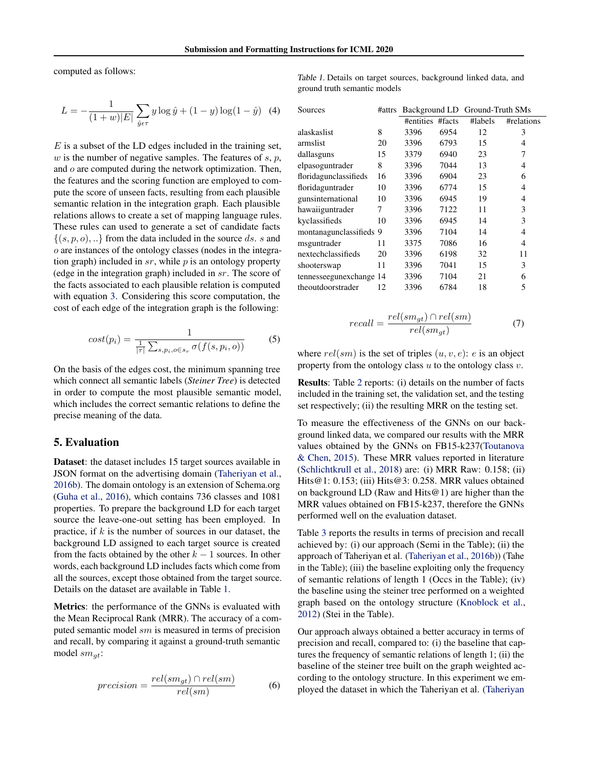computed as follows:

$$L = -\frac{1}{(1+w)|E|} \sum_{\hat{y} \epsilon \tau} y \log \hat{y} + (1-y) \log(1-\hat{y}) \quad (4)$$

$E$ is a subset of the LD edges included in the training set, $w$ is the number of negative samples. The features of $s$, $p$, and $o$ are computed during the network optimization. Then, the features and the scoring function are employed to compute the score of unseen facts, resulting from each plausible semantic relation in the integration graph. Each plausible relations allows to create a set of mapping language rules. These rules can used to generate a set of candidate facts $\{(s,p,o),..\}$ from the data included in the source $ds$. $s$ and $o$ are instances of the ontology classes (nodes in the integration graph) included in $sr$, while $p$ is an ontology property (edge in the integration graph) included in $sr$. The score of the facts associated to each plausible relation is computed with equation 3. Considering this score computation, the cost of each edge of the integration graph is the following:

$$cost(p_i) = \frac{1}{\frac{1}{|\tau|} \sum_{s,p_i,o \in s_r} \sigma(f(s,p_i,o))} \quad (5)$$

On the basis of the edges cost, the minimum spanning tree which connect all semantic labels (*Steiner Tree*) is detected in order to compute the most plausible semantic model, which includes the correct semantic relations to define the precise meaning of the data.

## 5. Evaluation

**Dataset**: the dataset includes 15 target sources available in JSON format on the advertising domain (Taheriyan et al., 2016b). The domain ontology is an extension of Schema.org (Guha et al., 2016), which contains 736 classes and 1081 properties. To prepare the background LD for each target source the leave-one-out setting has been employed. In practice, if $k$ is the number of sources in our dataset, the background LD assigned to each target source is created from the facts obtained by the other $k-1$ sources. In other words, each background LD includes facts which come from all the sources, except those obtained from the target source. Details on the dataset are available in Table 1.

**Metrics**: the performance of the GNNs is evaluated with the Mean Reciprocal Rank (MRR). The accuracy of a computed semantic model $sm$ is measured in terms of precision and recall, by comparing it against a ground-truth semantic model $sm_{gt}$:

$$precision = \frac{rel(sm_{gt}) \cap rel(sm)}{rel(sm)} \quad (6)$$

Table 1. Details on target sources, background linked data, and ground truth semantic models

| Sources | #attrs | Background LD | | Ground-Truth SMs | |
|---|---|---|---|---|---|
| | | #entities | #facts | #labels | #relations |
| alaskaslist | 8 | 3396 | 6954 | 12 | 3 |
| armslist | 20 | 3396 | 6793 | 15 | 4 |
| dallasguns | 15 | 3379 | 6940 | 23 | 7 |
| elpasoguntrader | 8 | 3396 | 7044 | 13 | 4 |
| floridagunclassifieds | 16 | 3396 | 6904 | 23 | 6 |
| floridaguntrader | 10 | 3396 | 6774 | 15 | 4 |
| gunsinternational | 10 | 3396 | 6945 | 19 | 4 |
| hawaiiguntrader | 7 | 3396 | 7122 | 11 | 3 |
| kyclassifieds | 10 | 3396 | 6945 | 14 | 3 |
| montanagunclassifieds | 9 | 3396 | 7104 | 14 | 4 |
| msguntrader | 11 | 3375 | 7086 | 16 | 4 |
| nextechclassifieds | 20 | 3396 | 6198 | 32 | 11 |
| shooterswap | 11 | 3396 | 7041 | 15 | 3 |
| tennesseegunexchange | 14 | 3396 | 7104 | 21 | 6 |
| theoutdoorstrader | 12 | 3396 | 6784 | 18 | 5 |

$$recall = \frac{rel(sm_{gt}) \cap rel(sm)}{rel(sm_{gt})} \quad (7)$$

where $rel(sm)$ is the set of triples $(u, v, e)$: $e$ is an object property from the ontology class $u$ to the ontology class $v$.

**Results**: Table 2 reports: (i) details on the number of facts included in the training set, the validation set, and the testing set respectively; (ii) the resulting MRR on the testing set.

To measure the effectiveness of the GNNs on our background linked data, we compared our results with the MRR values obtained by the GNNs on FB15-k237(Toutanova & Chen, 2015). These MRR values reported in literature (Schlichtkrull et al., 2018) are: (i) MRR Raw: 0.158; (ii) Hits@1: 0.153; (iii) Hits@3: 0.258. MRR values obtained on background LD (Raw and Hits@1) are higher than the MRR values obtained on FB15-k237, therefore the GNNs performed well on the evaluation dataset.

Table 3 reports the results in terms of precision and recall achieved by: (i) our approach (Semi in the Table); (ii) the approach of Taheriyan et al. (Taheriyan et al., 2016b)) (Tahe in the Table); (iii) the baseline exploiting only the frequency of semantic relations of length 1 (Occs in the Table); (iv) the baseline using the steiner tree performed on a weighted graph based on the ontology structure (Knoblock et al., 2012) (Stei in the Table).

Our approach always obtained a better accuracy in terms of precision and recall, compared to: (i) the baseline that captures the frequency of semantic relations of length 1; (ii) the baseline of the steiner tree built on the graph weighted according to the ontology structure. In this experiment we employed the dataset in which the Taheriyan et al. (Taheriyan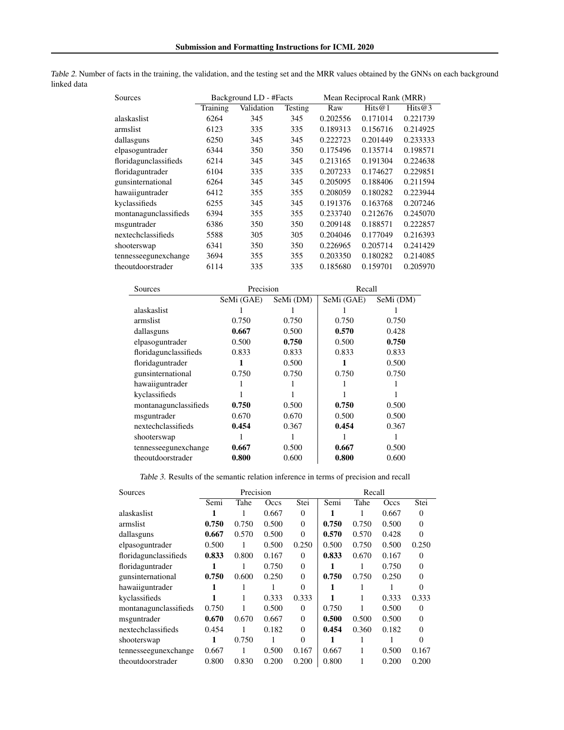*Table 2.* Number of facts in the training, the validation, and the testing set and the MRR values obtained by the GNNs on each background linked data

| Sources | Background LD - #Facts | | | Mean Reciprocal Rank (MRR) | | |
|---|---|---|---|---|---|---|
| | Training | Validation | Testing | Raw | Hits@1 | Hits@3 |
| alaskaslist | 6264 | 345 | 345 | 0.202556 | 0.171014 | 0.221739 |
| armslist | 6123 | 335 | 335 | 0.189313 | 0.156716 | 0.214925 |
| dallasguns | 6250 | 345 | 345 | 0.222723 | 0.201449 | 0.233333 |
| elpasoguntrader | 6344 | 350 | 350 | 0.175496 | 0.135714 | 0.198571 |
| floridagunclassifieds | 6214 | 345 | 345 | 0.213165 | 0.191304 | 0.224638 |
| floridaguntrader | 6104 | 335 | 335 | 0.207233 | 0.174627 | 0.229851 |
| gunsinternational | 6264 | 345 | 345 | 0.205095 | 0.188406 | 0.211594 |
| hawaiiguntrader | 6412 | 355 | 355 | 0.208059 | 0.180282 | 0.223944 |
| kyclassifieds | 6255 | 345 | 345 | 0.191376 | 0.163768 | 0.207246 |
| montanagunclassifieds | 6394 | 355 | 355 | 0.233740 | 0.212676 | 0.245070 |
| msguntrader | 6386 | 350 | 350 | 0.209148 | 0.188571 | 0.222857 |
| nextechclassifieds | 5588 | 305 | 305 | 0.204046 | 0.177049 | 0.216393 |
| shooterswap | 6341 | 350 | 350 | 0.226965 | 0.205714 | 0.241429 |
| tennesseegunexchange | 3694 | 355 | 355 | 0.203350 | 0.180282 | 0.214085 |
| theoutdoorstrader | 6114 | 335 | 335 | 0.185680 | 0.159701 | 0.205970 |

| Sources | Precision | | Recall | |
|---|---|---|---|---|
| | SeMi (GAE) | SeMi (DM) | SeMi (GAE) | SeMi (DM) |
| alaskaslist | 1 | 1 | 1 | 1 |
| armslist | 0.750 | 0.750 | 0.750 | 0.750 |
| dallasguns | **0.667** | 0.500 | **0.570** | 0.428 |
| elpasoguntrader | 0.500 | **0.750** | 0.500 | **0.750** |
| floridagunclassifieds | 0.833 | 0.833 | 0.833 | 0.833 |
| floridaguntrader | **1** | 0.500 | **1** | 0.500 |
| gunsinternational | 0.750 | 0.750 | 0.750 | 0.750 |
| hawaiiguntrader | 1 | 1 | 1 | 1 |
| kyclassifieds | 1 | 1 | 1 | 1 |
| montanagunclassifieds | **0.750** | 0.500 | **0.750** | 0.500 |
| msguntrader | 0.670 | 0.670 | 0.500 | 0.500 |
| nextechclassifieds | **0.454** | 0.367 | **0.454** | 0.367 |
| shooterswap | 1 | 1 | 1 | 1 |
| tennesseegunexchange | **0.667** | 0.500 | **0.667** | 0.500 |
| theoutdoorstrader | **0.800** | 0.600 | **0.800** | 0.600 |

*Table 3.* Results of the semantic relation inference in terms of precision and recall

| Sources | Precision | | | | Recall | | | |
|---|---|---|---|---|---|---|---|---|
| | Semi | Tahe | Occs | Stei | Semi | Tahe | Occs | Stei |
| alaskaslist | **1** | 1 | 0.667 | 0 | **1** | 1 | 0.667 | 0 |
| armslist | **0.750** | 0.750 | 0.500 | 0 | **0.750** | 0.750 | 0.500 | 0 |
| dallasguns | **0.667** | 0.570 | 0.500 | 0 | **0.570** | 0.570 | 0.428 | 0 |
| elpasoguntrader | 0.500 | 1 | 0.500 | 0.250 | 0.500 | 0.750 | 0.500 | 0.250 |
| floridagunclassifieds | **0.833** | 0.800 | 0.167 | 0 | **0.833** | 0.670 | 0.167 | 0 |
| floridaguntrader | **1** | 1 | 0.750 | 0 | **1** | 1 | 0.750 | 0 |
| gunsinternational | **0.750** | 0.600 | 0.250 | 0 | **0.750** | 0.750 | 0.250 | 0 |
| hawaiiguntrader | **1** | 1 | 1 | 0 | **1** | 1 | 1 | 0 |
| kyclassifieds | **1** | 1 | 0.333 | 0.333 | **1** | 1 | 0.333 | 0.333 |
| montanagunclassifieds | 0.750 | 1 | 0.500 | 0 | 0.750 | 1 | 0.500 | 0 |
| msguntrader | **0.670** | 0.670 | 0.667 | 0 | **0.500** | 0.500 | 0.500 | 0 |
| nextechclassifieds | 0.454 | 1 | 0.182 | 0 | **0.454** | 0.360 | 0.182 | 0 |
| shooterswap | **1** | 0.750 | 1 | 0 | **1** | 1 | 1 | 0 |
| tennesseegunexchange | 0.667 | 1 | 0.500 | 0.167 | 0.667 | 1 | 0.500 | 0.167 |
| theoutdoorstrader | 0.800 | 0.830 | 0.200 | 0.200 | 0.800 | 1 | 0.200 | 0.200 |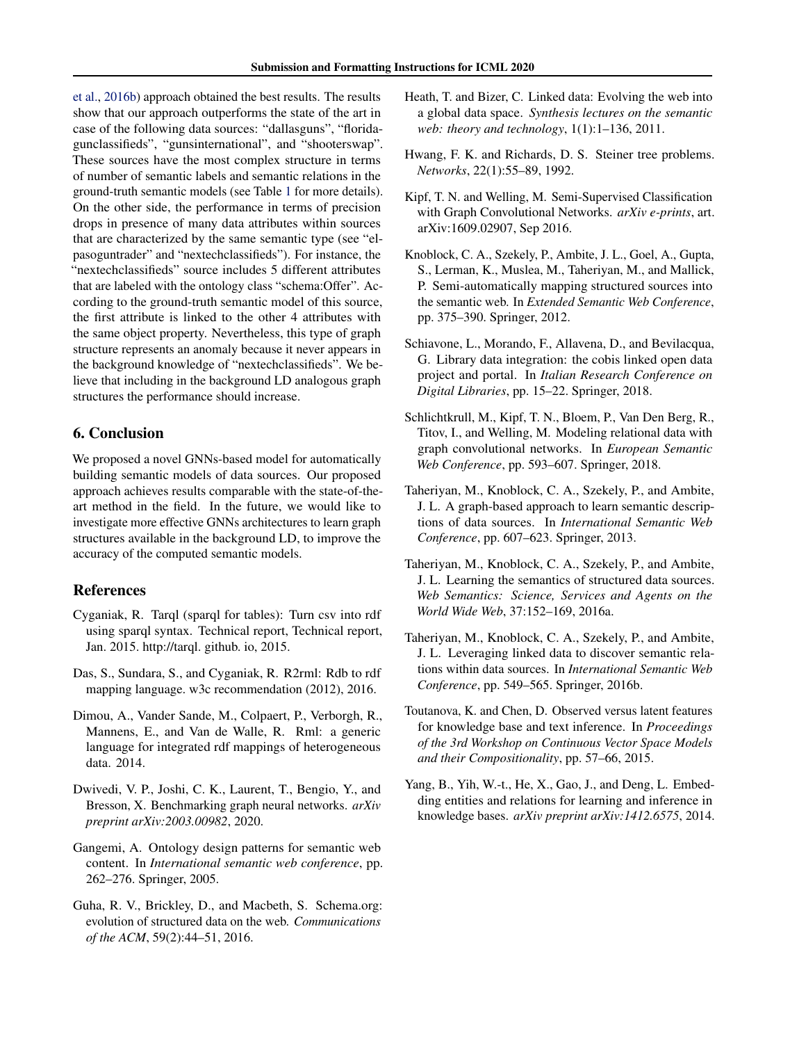et al., 2016b) approach obtained the best results. The results show that our approach outperforms the state of the art in case of the following data sources: "dallasguns", "floridagunclassifieds", "gunsinternational", and "shooterswap". These sources have the most complex structure in terms of number of semantic labels and semantic relations in the ground-truth semantic models (see Table 1 for more details). On the other side, the performance in terms of precision drops in presence of many data attributes within sources that are characterized by the same semantic type (see "elpasoguntrader" and "nextechclassifieds"). For instance, the "nextechclassifieds" source includes 5 different attributes that are labeled with the ontology class "schema:Offer". According to the ground-truth semantic model of this source, the first attribute is linked to the other 4 attributes with the same object property. Nevertheless, this type of graph structure represents an anomaly because it never appears in the background knowledge of "nextechclassifieds". We believe that including in the background LD analogous graph structures the performance should increase.

## 6. Conclusion

We proposed a novel GNNs-based model for automatically building semantic models of data sources. Our proposed approach achieves results comparable with the state-of-the-art method in the field. In the future, we would like to investigate more effective GNNs architectures to learn graph structures available in the background LD, to improve the accuracy of the computed semantic models.

## References

Cyganiak, R. Tarql (sparql for tables): Turn csv into rdf using sparql syntax. Technical report, Technical report, Jan. 2015. http://tarql. github. io, 2015.

Das, S., Sundara, S., and Cyganiak, R. R2rml: Rdb to rdf mapping language. w3c recommendation (2012), 2016.

Dimou, A., Vander Sande, M., Colpaert, P., Verborgh, R., Mannens, E., and Van de Walle, R. Rml: a generic language for integrated rdf mappings of heterogeneous data. 2014.

Dwivedi, V. P., Joshi, C. K., Laurent, T., Bengio, Y., and Bresson, X. Benchmarking graph neural networks. *arXiv preprint arXiv:2003.00982*, 2020.

Gangemi, A. Ontology design patterns for semantic web content. In *International semantic web conference*, pp. 262–276. Springer, 2005.

Guha, R. V., Brickley, D., and Macbeth, S. Schema.org: evolution of structured data on the web. *Communications of the ACM*, 59(2):44–51, 2016.

Heath, T. and Bizer, C. Linked data: Evolving the web into a global data space. *Synthesis lectures on the semantic web: theory and technology*, 1(1):1–136, 2011.

Hwang, F. K. and Richards, D. S. Steiner tree problems. *Networks*, 22(1):55–89, 1992.

Kipf, T. N. and Welling, M. Semi-Supervised Classification with Graph Convolutional Networks. *arXiv e-prints*, art. arXiv:1609.02907, Sep 2016.

Knoblock, C. A., Szekely, P., Ambite, J. L., Goel, A., Gupta, S., Lerman, K., Muslea, M., Taheriyan, M., and Mallick, P. Semi-automatically mapping structured sources into the semantic web. In *Extended Semantic Web Conference*, pp. 375–390. Springer, 2012.

Schiavone, L., Morando, F., Allavena, D., and Bevilacqua, G. Library data integration: the cobis linked open data project and portal. In *Italian Research Conference on Digital Libraries*, pp. 15–22. Springer, 2018.

Schlichtkrull, M., Kipf, T. N., Bloem, P., Van Den Berg, R., Titov, I., and Welling, M. Modeling relational data with graph convolutional networks. In *European Semantic Web Conference*, pp. 593–607. Springer, 2018.

Taheriyan, M., Knoblock, C. A., Szekely, P., and Ambite, J. L. A graph-based approach to learn semantic descriptions of data sources. In *International Semantic Web Conference*, pp. 607–623. Springer, 2013.

Taheriyan, M., Knoblock, C. A., Szekely, P., and Ambite, J. L. Learning the semantics of structured data sources. *Web Semantics: Science, Services and Agents on the World Wide Web*, 37:152–169, 2016a.

Taheriyan, M., Knoblock, C. A., Szekely, P., and Ambite, J. L. Leveraging linked data to discover semantic relations within data sources. In *International Semantic Web Conference*, pp. 549–565. Springer, 2016b.

Toutanova, K. and Chen, D. Observed versus latent features for knowledge base and text inference. In *Proceedings of the 3rd Workshop on Continuous Vector Space Models and their Compositionality*, pp. 57–66, 2015.

Yang, B., Yih, W.-t., He, X., Gao, J., and Deng, L. Embedding entities and relations for learning and inference in knowledge bases. *arXiv preprint arXiv:1412.6575*, 2014.